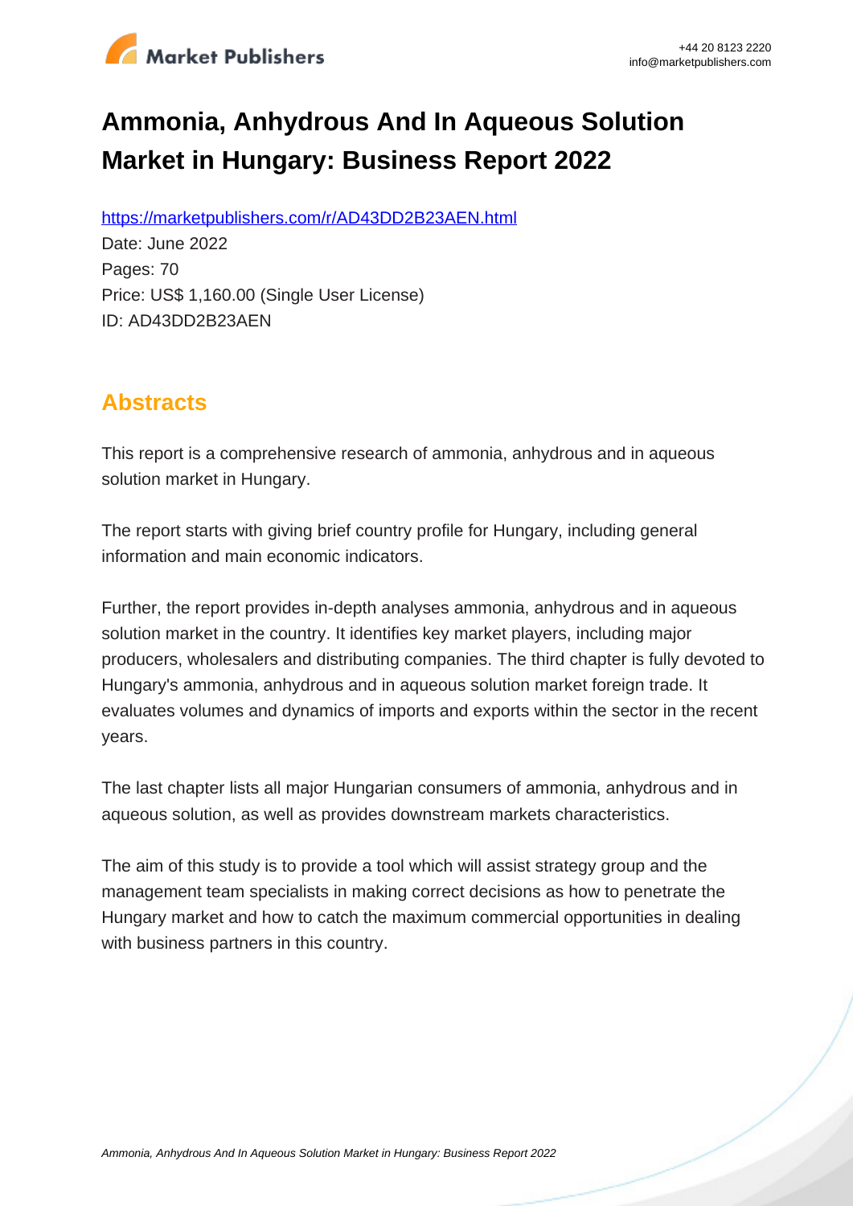# Ammonia, Anhydrous And In Aqueous Solution Market in Hungary: Business Report 2022

https://marketpublishers.com/r/AD43DD2B23AEN.html

Date: June 2022

Pages: 70

Price: US$ 1,160.00 (Single User License)

ID: AD43DD2B23AEN

## Abstracts

This report is a comprehensive research of ammonia, anhydrous and in aqueous solution market in Hungary.

The report starts with giving brief country profile for Hungary, including general information and main economic indicators.

Further, the report provides in-depth analyses ammonia, anhydrous and in aqueous solution market in the country. It identifies key market players, including major producers, wholesalers and distributing companies. The third chapter is fully devoted to Hungary's ammonia, anhydrous and in aqueous solution market foreign trade. It evaluates volumes and dynamics of imports and exports within the sector in the recent years.

The last chapter lists all major Hungarian consumers of ammonia, anhydrous and in aqueous solution, as well as provides downstream markets characteristics.

The aim of this study is to provide a tool which will assist strategy group and the management team specialists in making correct decisions as how to penetrate the Hungary market and how to catch the maximum commercial opportunities in dealing with business partners in this country.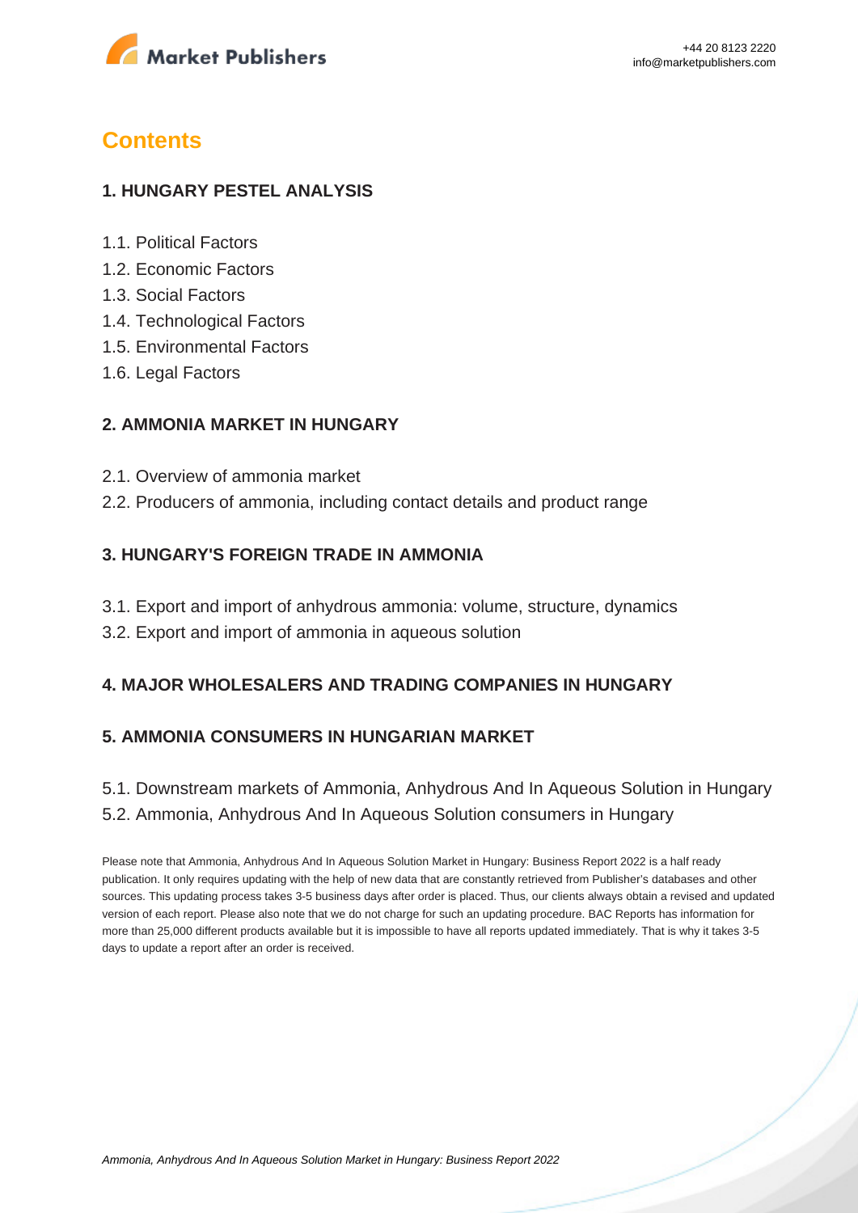# Contents

## 1. HUNGARY PESTEL ANALYSIS

1.1. Political Factors
1.2. Economic Factors
1.3. Social Factors
1.4. Technological Factors
1.5. Environmental Factors
1.6. Legal Factors

## 2. AMMONIA MARKET IN HUNGARY

2.1. Overview of ammonia market
2.2. Producers of ammonia, including contact details and product range

## 3. HUNGARY'S FOREIGN TRADE IN AMMONIA

3.1. Export and import of anhydrous ammonia: volume, structure, dynamics
3.2. Export and import of ammonia in aqueous solution

## 4. MAJOR WHOLESALERS AND TRADING COMPANIES IN HUNGARY

## 5. AMMONIA CONSUMERS IN HUNGARIAN MARKET

5.1. Downstream markets of Ammonia, Anhydrous And In Aqueous Solution in Hungary
5.2. Ammonia, Anhydrous And In Aqueous Solution consumers in Hungary

Please note that Ammonia, Anhydrous And In Aqueous Solution Market in Hungary: Business Report 2022 is a half ready publication. It only requires updating with the help of new data that are constantly retrieved from Publisher's databases and other sources. This updating process takes 3-5 business days after order is placed. Thus, our clients always obtain a revised and updated version of each report. Please also note that we do not charge for such an updating procedure. BAC Reports has information for more than 25,000 different products available but it is impossible to have all reports updated immediately. That is why it takes 3-5 days to update a report after an order is received.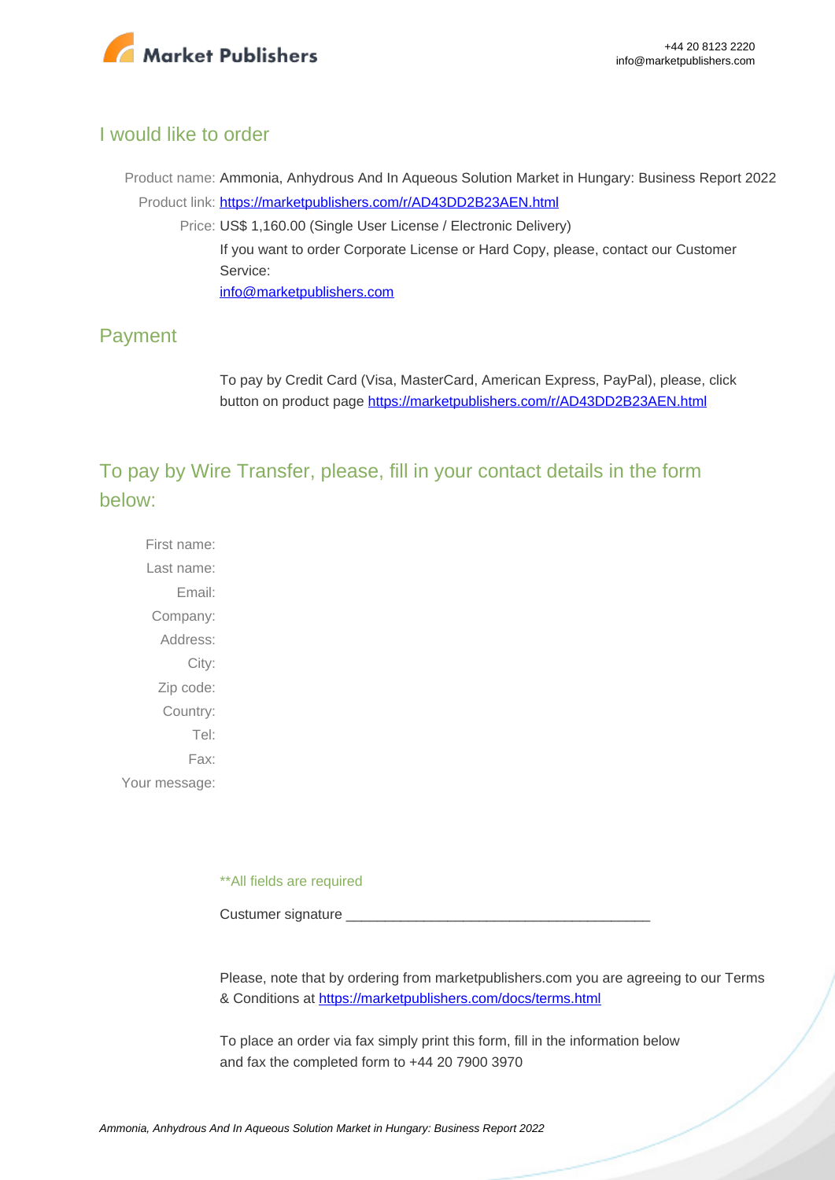## I would like to order

Product name: Ammonia, Anhydrous And In Aqueous Solution Market in Hungary: Business Report 2022

Product link: https://marketpublishers.com/r/AD43DD2B23AEN.html

Price: US$ 1,160.00 (Single User License / Electronic Delivery)

If you want to order Corporate License or Hard Copy, please, contact our Customer Service:

info@marketpublishers.com

## Payment

To pay by Credit Card (Visa, MasterCard, American Express, PayPal), please, click button on product page https://marketpublishers.com/r/AD43DD2B23AEN.html

## To pay by Wire Transfer, please, fill in your contact details in the form below:

First name:

Last name:

Email:

Company:

Address:

City:

Zip code:

Country:

Tel:

Fax:

Your message:

**All fields are required

Custumer signature _______________________________________

Please, note that by ordering from marketpublishers.com you are agreeing to our Terms & Conditions at https://marketpublishers.com/docs/terms.html

To place an order via fax simply print this form, fill in the information below and fax the completed form to +44 20 7900 3970